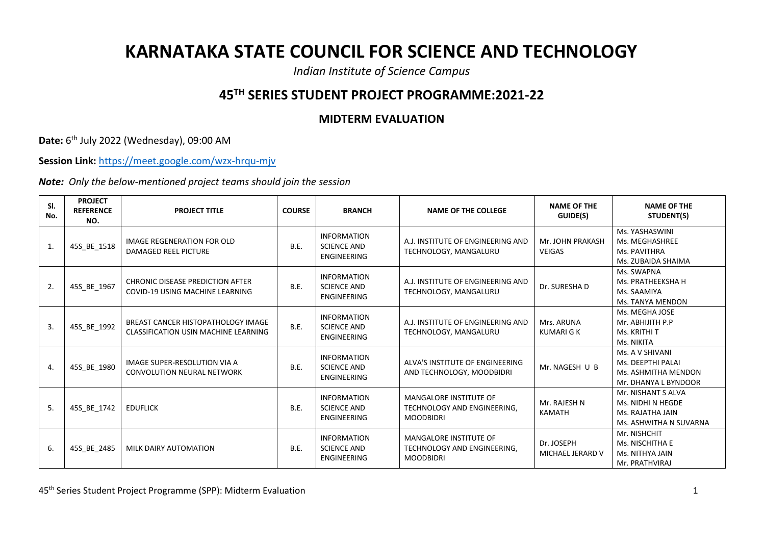# KARNATAKA STATE COUNCIL FOR SCIENCE AND TECHNOLOGY

*Indian Institute of Science Campus*

## 45TH SERIES STUDENT PROJECT PROGRAMME:2021-22

### MIDTERM EVALUATION

**Date:** 6th July 2022 (Wednesday), 09:00 AM

**Session Link:** https://meet.google.com/wzx-hrqu-mjv

***Note:*** *Only the below-mentioned project teams should join the session*

| Sl. No. | PROJECT REFERENCE NO. | PROJECT TITLE | COURSE | BRANCH | NAME OF THE COLLEGE | NAME OF THE GUIDE(S) | NAME OF THE STUDENT(S) |
|---|---|---|---|---|---|---|---|
| 1. | 45S_BE_1518 | IMAGE REGENERATION FOR OLD DAMAGED REEL PICTURE | B.E. | INFORMATION SCIENCE AND ENGINEERING | A.J. INSTITUTE OF ENGINEERING AND TECHNOLOGY, MANGALURU | Mr. JOHN PRAKASH VEIGAS | Ms. YASHASWINI<br>Ms. MEGHASHREE<br>Ms. PAVITHRA<br>Ms. ZUBAIDA SHAIMA |
| 2. | 45S_BE_1967 | CHRONIC DISEASE PREDICTION AFTER COVID-19 USING MACHINE LEARNING | B.E. | INFORMATION SCIENCE AND ENGINEERING | A.J. INSTITUTE OF ENGINEERING AND TECHNOLOGY, MANGALURU | Dr. SURESHA D | Ms. SWAPNA<br>Ms. PRATHEEKSHA H<br>Ms. SAAMIYA<br>Ms. TANYA MENDON |
| 3. | 45S_BE_1992 | BREAST CANCER HISTOPATHOLOGY IMAGE CLASSIFICATION USIN MACHINE LEARNING | B.E. | INFORMATION SCIENCE AND ENGINEERING | A.J. INSTITUTE OF ENGINEERING AND TECHNOLOGY, MANGALURU | Mrs. ARUNA KUMARI G K | Ms. MEGHA JOSE<br>Mr. ABHIJITH P.P<br>Ms. KRITHI T<br>Ms. NIKITA |
| 4. | 45S_BE_1980 | IMAGE SUPER-RESOLUTION VIA A CONVOLUTION NEURAL NETWORK | B.E. | INFORMATION SCIENCE AND ENGINEERING | ALVA'S INSTITUTE OF ENGINEERING AND TECHNOLOGY, MOODBIDRI | Mr. NAGESH U B | Ms. A V SHIVANI<br>Ms. DEEPTHI PALAI<br>Ms. ASHMITHA MENDON<br>Mr. DHANYA L BYNDOOR |
| 5. | 45S_BE_1742 | EDUFLICK | B.E. | INFORMATION SCIENCE AND ENGINEERING | MANGALORE INSTITUTE OF TECHNOLOGY AND ENGINEERING, MOODBIDRI | Mr. RAJESH N KAMATH | Mr. NISHANT S ALVA<br>Ms. NIDHI N HEGDE<br>Ms. RAJATHA JAIN<br>Ms. ASHWITHA N SUVARNA |
| 6. | 45S_BE_2485 | MILK DAIRY AUTOMATION | B.E. | INFORMATION SCIENCE AND ENGINEERING | MANGALORE INSTITUTE OF TECHNOLOGY AND ENGINEERING, MOODBIDRI | Dr. JOSEPH MICHAEL JERARD V | Mr. NISHCHIT<br>Ms. NISCHITHA E<br>Ms. NITHYA JAIN<br>Mr. PRATHVIRAJ |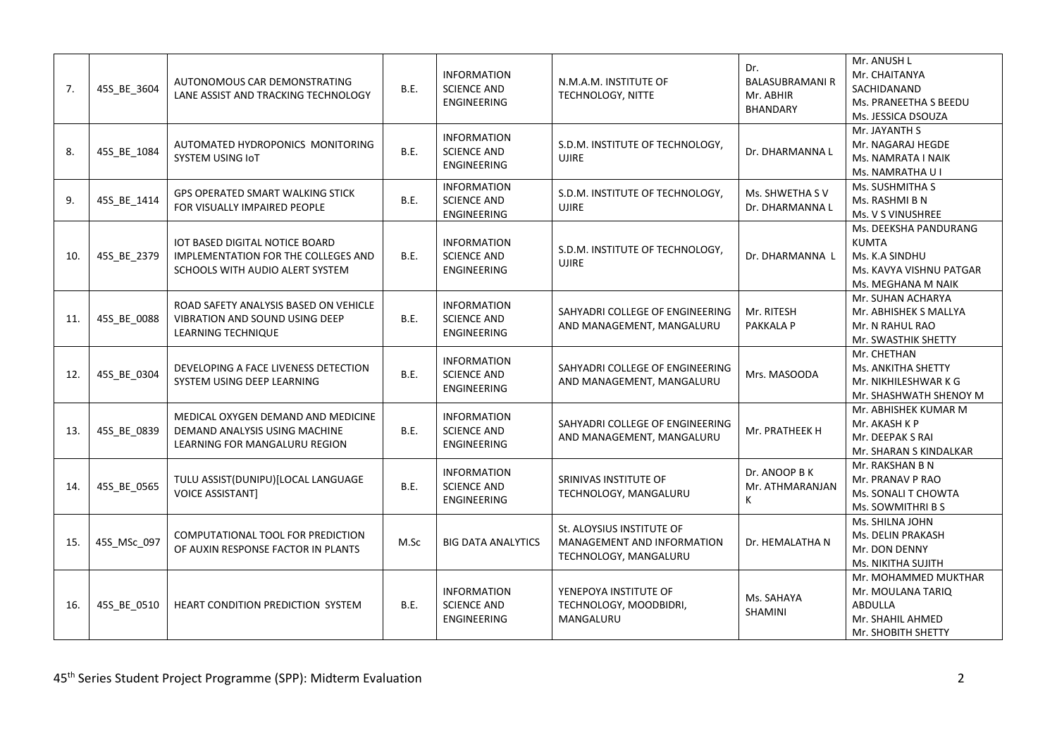| 7. | 45S_BE_3604 | AUTONOMOUS CAR DEMONSTRATING LANE ASSIST AND TRACKING TECHNOLOGY | B.E. | INFORMATION SCIENCE AND ENGINEERING | N.M.A.M. INSTITUTE OF TECHNOLOGY, NITTE | Dr. BALASUBRAMANI R<br>Mr. ABHIR BHANDARY | Mr. ANUSH L<br>Mr. CHAITANYA SACHIDANAND<br>Ms. PRANEETHA S BEEDU<br>Ms. JESSICA DSOUZA |
|---|---|---|---|---|---|---|---|
| 8. | 45S_BE_1084 | AUTOMATED HYDROPONICS MONITORING SYSTEM USING IoT | B.E. | INFORMATION SCIENCE AND ENGINEERING | S.D.M. INSTITUTE OF TECHNOLOGY, UJIRE | Dr. DHARMANNA L | Mr. JAYANTH S<br>Mr. NAGARAJ HEGDE<br>Ms. NAMRATA I NAIK<br>Ms. NAMRATHA U I |
| 9. | 45S_BE_1414 | GPS OPERATED SMART WALKING STICK FOR VISUALLY IMPAIRED PEOPLE | B.E. | INFORMATION SCIENCE AND ENGINEERING | S.D.M. INSTITUTE OF TECHNOLOGY, UJIRE | Ms. SHWETHA S V<br>Dr. DHARMANNA L | Ms. SUSHMITHA S<br>Ms. RASHMI B N<br>Ms. V S VINUSHREE |
| 10. | 45S_BE_2379 | IOT BASED DIGITAL NOTICE BOARD IMPLEMENTATION FOR THE COLLEGES AND SCHOOLS WITH AUDIO ALERT SYSTEM | B.E. | INFORMATION SCIENCE AND ENGINEERING | S.D.M. INSTITUTE OF TECHNOLOGY, UJIRE | Dr. DHARMANNA L | Ms. DEEKSHA PANDURANG KUMTA<br>Ms. K.A SINDHU<br>Ms. KAVYA VISHNU PATGAR<br>Ms. MEGHANA M NAIK |
| 11. | 45S_BE_0088 | ROAD SAFETY ANALYSIS BASED ON VEHICLE VIBRATION AND SOUND USING DEEP LEARNING TECHNIQUE | B.E. | INFORMATION SCIENCE AND ENGINEERING | SAHYADRI COLLEGE OF ENGINEERING AND MANAGEMENT, MANGALURU | Mr. RITESH PAKKALA P | Mr. SUHAN ACHARYA<br>Mr. ABHISHEK S MALLYA<br>Mr. N RAHUL RAO<br>Mr. SWASTHIK SHETTY |
| 12. | 45S_BE_0304 | DEVELOPING A FACE LIVENESS DETECTION SYSTEM USING DEEP LEARNING | B.E. | INFORMATION SCIENCE AND ENGINEERING | SAHYADRI COLLEGE OF ENGINEERING AND MANAGEMENT, MANGALURU | Mrs. MASOODA | Mr. CHETHAN<br>Ms. ANKITHA SHETTY<br>Mr. NIKHILESHWAR K G<br>Mr. SHASHWATH SHENOY M |
| 13. | 45S_BE_0839 | MEDICAL OXYGEN DEMAND AND MEDICINE DEMAND ANALYSIS USING MACHINE LEARNING FOR MANGALURU REGION | B.E. | INFORMATION SCIENCE AND ENGINEERING | SAHYADRI COLLEGE OF ENGINEERING AND MANAGEMENT, MANGALURU | Mr. PRATHEEK H | Mr. ABHISHEK KUMAR M<br>Mr. AKASH K P<br>Mr. DEEPAK S RAI<br>Mr. SHARAN S KINDALKAR |
| 14. | 45S_BE_0565 | TULU ASSIST(DUNIPU)[LOCAL LANGUAGE VOICE ASSISTANT] | B.E. | INFORMATION SCIENCE AND ENGINEERING | SRINIVAS INSTITUTE OF TECHNOLOGY, MANGALURU | Dr. ANOOP B K<br>Mr. ATHMARANJAN K | Mr. RAKSHAN B N<br>Mr. PRANAV P RAO<br>Ms. SONALI T CHOWTA<br>Ms. SOWMITHRI B S |
| 15. | 45S_MSc_097 | COMPUTATIONAL TOOL FOR PREDICTION OF AUXIN RESPONSE FACTOR IN PLANTS | M.Sc | BIG DATA ANALYTICS | St. ALOYSIUS INSTITUTE OF MANAGEMENT AND INFORMATION TECHNOLOGY, MANGALURU | Dr. HEMALATHA N | Ms. SHILNA JOHN<br>Ms. DELIN PRAKASH<br>Mr. DON DENNY<br>Ms. NIKITHA SUJITH |
| 16. | 45S_BE_0510 | HEART CONDITION PREDICTION SYSTEM | B.E. | INFORMATION SCIENCE AND ENGINEERING | YENEPOYA INSTITUTE OF TECHNOLOGY, MOODBIDRI, MANGALURU | Ms. SAHAYA SHAMINI | Mr. MOHAMMED MUKTHAR<br>Mr. MOULANA TARIQ ABDULLA<br>Mr. SHAHIL AHMED<br>Mr. SHOBITH SHETTY |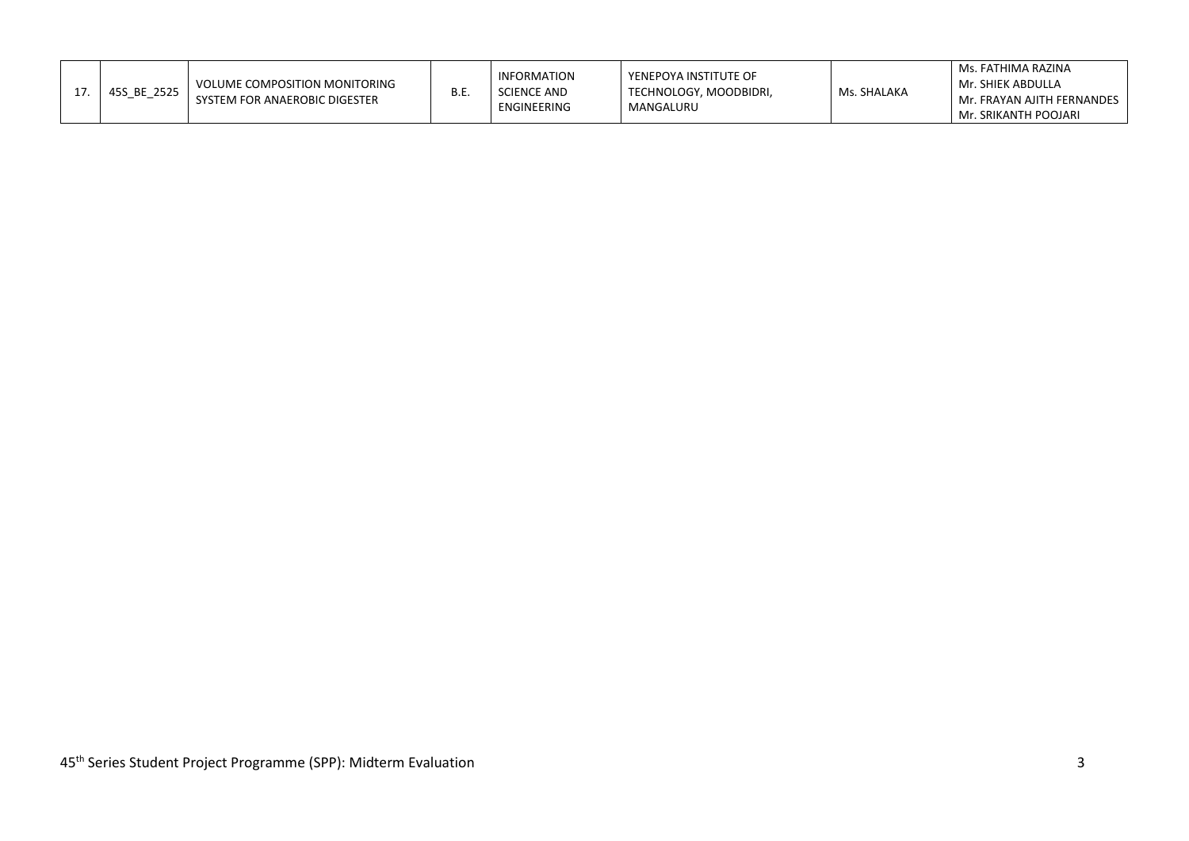| | | | | | | | |
|---|---|---|---|---|---|---|---|
| 17. | 45S_BE_2525 | VOLUME COMPOSITION MONITORING SYSTEM FOR ANAEROBIC DIGESTER | B.E. | INFORMATION SCIENCE AND ENGINEERING | YENEPOYA INSTITUTE OF TECHNOLOGY, MOODBIDRI, MANGALURU | Ms. SHALAKA | Ms. FATHIMA RAZINA<br>Mr. SHIEK ABDULLA<br>Mr. FRAYAN AJITH FERNANDES<br>Mr. SRIKANTH POOJARI |